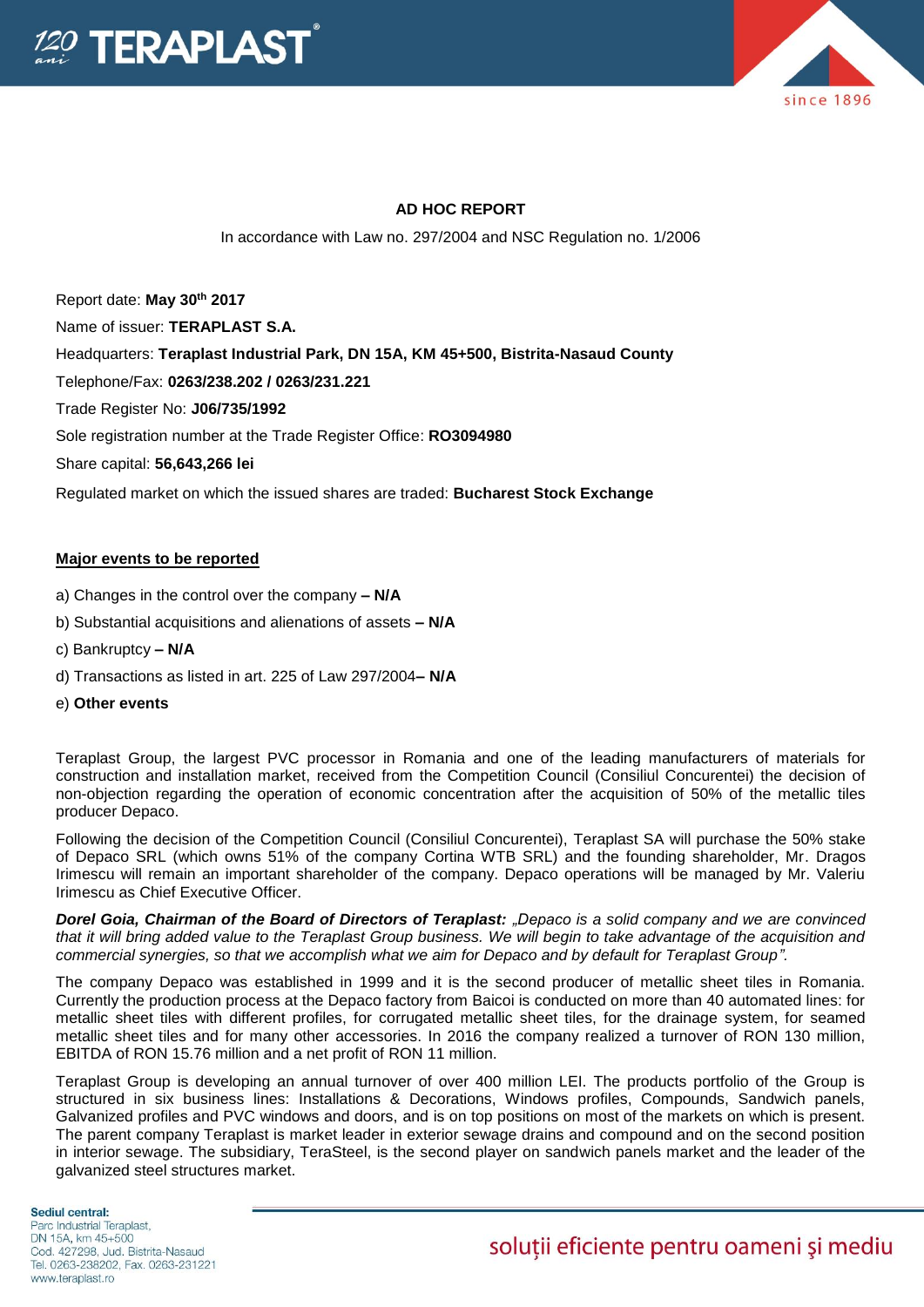## AD HOC REPORT

In accordance with Law no. 297/2004 and NSC Regulation no. 1/2006

Report date: **May 30th 2017**

Name of issuer: **TERAPLAST S.A.**

Headquarters: **Teraplast Industrial Park, DN 15A, KM 45+500, Bistrita-Nasaud County**

Telephone/Fax: **0263/238.202 / 0263/231.221**

Trade Register No: **J06/735/1992**

Sole registration number at the Trade Register Office: **RO3094980**

Share capital: **56,643,266 lei**

Regulated market on which the issued shares are traded: **Bucharest Stock Exchange**

**Major events to be reported**

a) Changes in the control over the company **– N/A**

b) Substantial acquisitions and alienations of assets **– N/A**

c) Bankruptcy **– N/A**

d) Transactions as listed in art. 225 of Law 297/2004**– N/A**

e) **Other events**

Teraplast Group, the largest PVC processor in Romania and one of the leading manufacturers of materials for construction and installation market, received from the Competition Council (Consiliul Concurentei) the decision of non-objection regarding the operation of economic concentration after the acquisition of 50% of the metallic tiles producer Depaco.

Following the decision of the Competition Council (Consiliul Concurentei), Teraplast SA will purchase the 50% stake of Depaco SRL (which owns 51% of the company Cortina WTB SRL) and the founding shareholder, Mr. Dragos Irimescu will remain an important shareholder of the company. Depaco operations will be managed by Mr. Valeriu Irimescu as Chief Executive Officer.

***Dorel Goia, Chairman of the Board of Directors of Teraplast:*** *„Depaco is a solid company and we are convinced that it will bring added value to the Teraplast Group business. We will begin to take advantage of the acquisition and commercial synergies, so that we accomplish what we aim for Depaco and by default for Teraplast Group".*

The company Depaco was established in 1999 and it is the second producer of metallic sheet tiles in Romania. Currently the production process at the Depaco factory from Baicoi is conducted on more than 40 automated lines: for metallic sheet tiles with different profiles, for corrugated metallic sheet tiles, for the drainage system, for seamed metallic sheet tiles and for many other accessories. In 2016 the company realized a turnover of RON 130 million, EBITDA of RON 15.76 million and a net profit of RON 11 million.

Teraplast Group is developing an annual turnover of over 400 million LEI. The products portfolio of the Group is structured in six business lines: Installations & Decorations, Windows profiles, Compounds, Sandwich panels, Galvanized profiles and PVC windows and doors, and is on top positions on most of the markets on which is present. The parent company Teraplast is market leader in exterior sewage drains and compound and on the second position in interior sewage. The subsidiary, TeraSteel, is the second player on sandwich panels market and the leader of the galvanized steel structures market.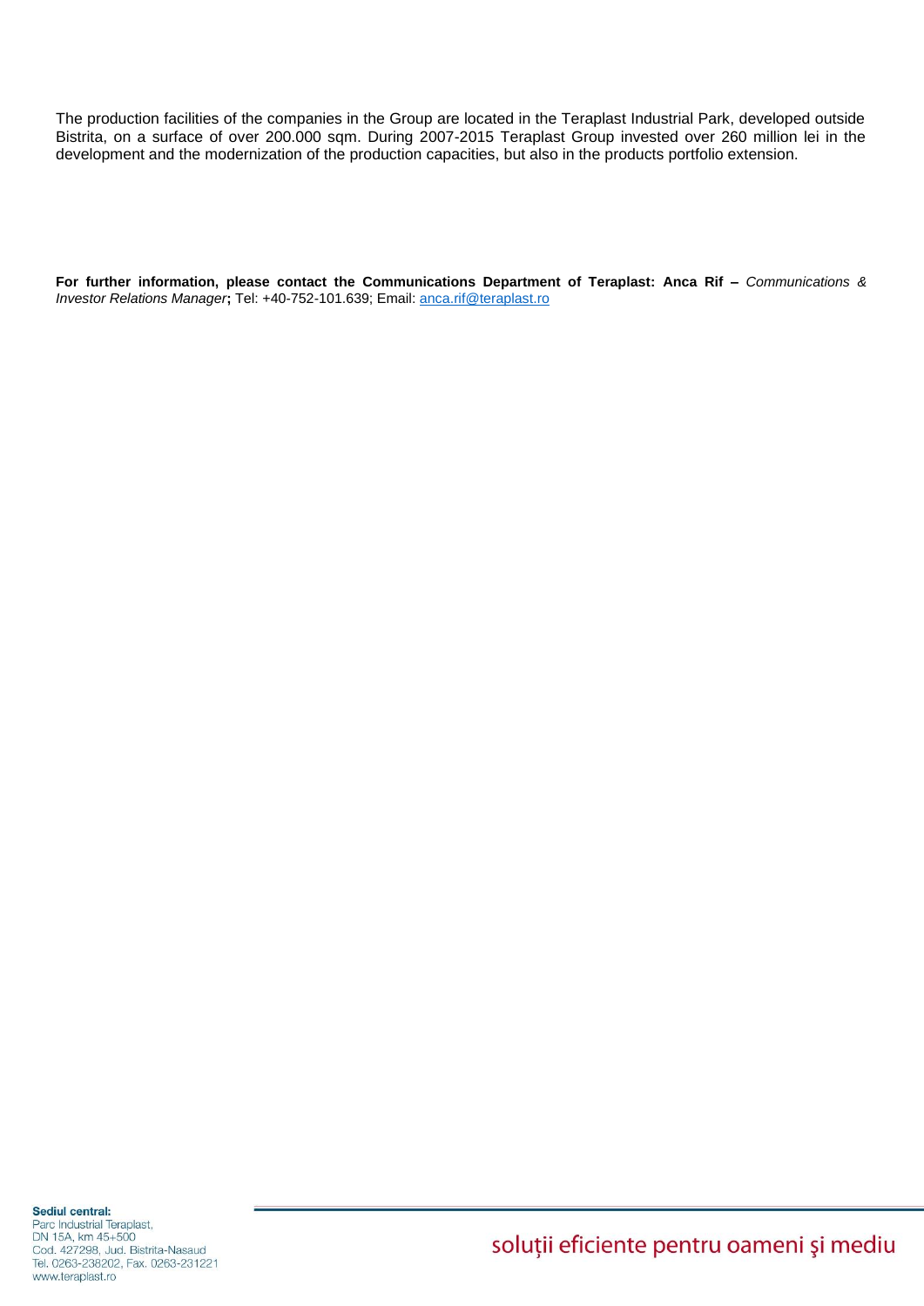The production facilities of the companies in the Group are located in the Teraplast Industrial Park, developed outside Bistrita, on a surface of over 200.000 sqm. During 2007-2015 Teraplast Group invested over 260 million lei in the development and the modernization of the production capacities, but also in the products portfolio extension.

**For further information, please contact the Communications Department of Teraplast: Anca Rif –** *Communications & Investor Relations Manager***;** Tel: +40-752-101.639; Email: anca.rif@teraplast.ro